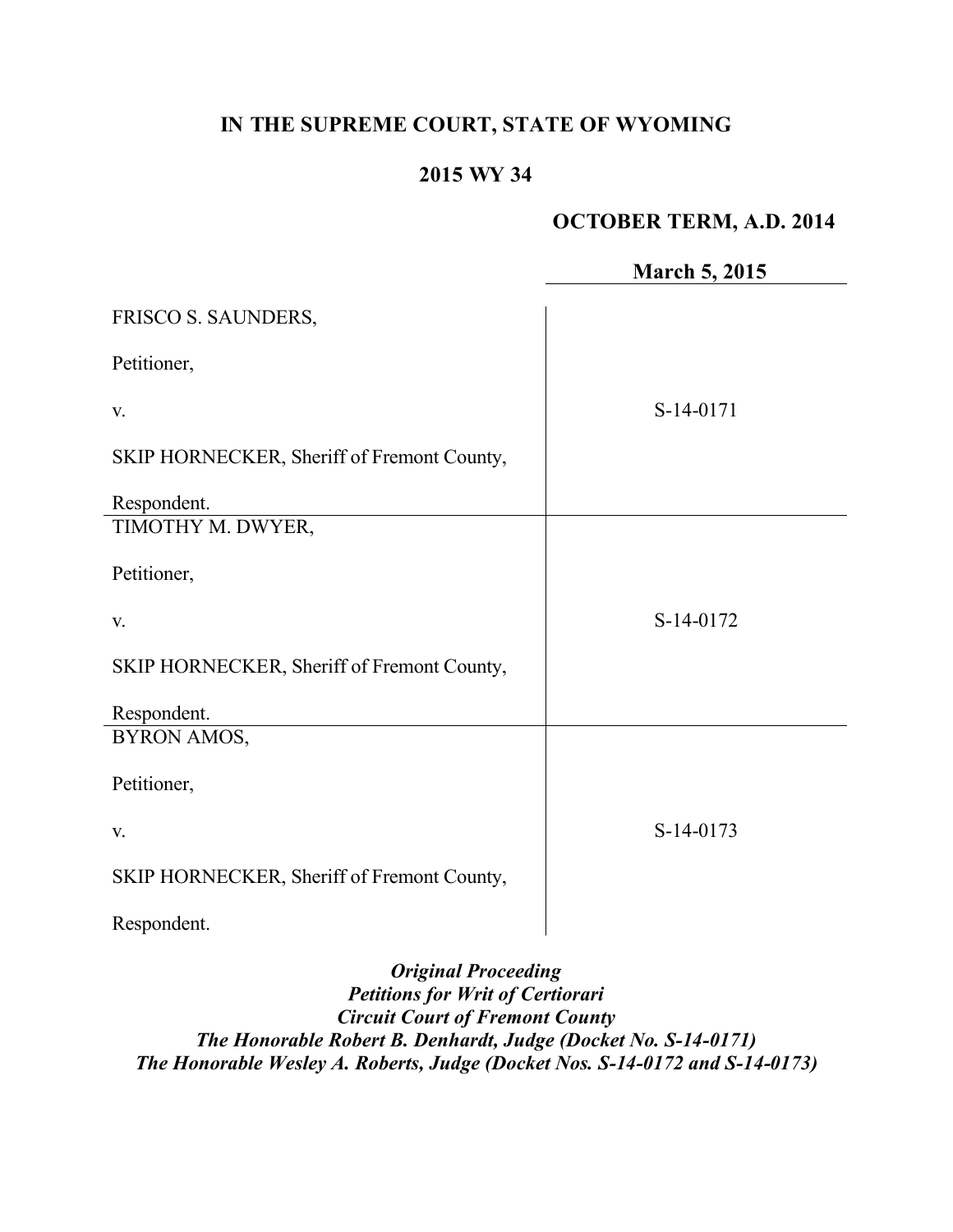# IN THE SUPREME COURT, STATE OF WYOMING

## 2015 WY 34

**OCTOBER TERM, A.D. 2014**

**March 5, 2015**

| | |
|---|---|
| FRISCO S. SAUNDERS,<br><br>Petitioner,<br><br>v.<br><br>SKIP HORNECKER, Sheriff of Fremont County,<br><br>Respondent. | S-14-0171 |
| TIMOTHY M. DWYER,<br><br>Petitioner,<br><br>v.<br><br>SKIP HORNECKER, Sheriff of Fremont County,<br><br>Respondent. | S-14-0172 |
| BYRON AMOS,<br><br>Petitioner,<br><br>v.<br><br>SKIP HORNECKER, Sheriff of Fremont County,<br><br>Respondent. | S-14-0173 |

***Original Proceeding***
***Petitions for Writ of Certiorari***
***Circuit Court of Fremont County***
***The Honorable Robert B. Denhardt, Judge (Docket No. S-14-0171)***
***The Honorable Wesley A. Roberts, Judge (Docket Nos. S-14-0172 and S-14-0173)***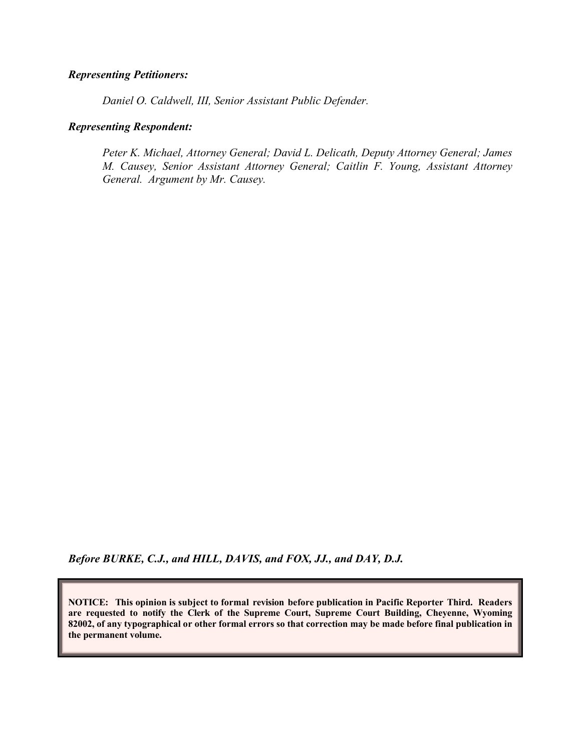***Representing Petitioners:***

*Daniel O. Caldwell, III, Senior Assistant Public Defender.*

***Representing Respondent:***

*Peter K. Michael, Attorney General; David L. Delicath, Deputy Attorney General; James M. Causey, Senior Assistant Attorney General; Caitlin F. Young, Assistant Attorney General. Argument by Mr. Causey.*

***Before BURKE, C.J., and HILL, DAVIS, and FOX, JJ., and DAY, D.J.***

**NOTICE: This opinion is subject to formal revision before publication in Pacific Reporter Third. Readers are requested to notify the Clerk of the Supreme Court, Supreme Court Building, Cheyenne, Wyoming 82002, of any typographical or other formal errors so that correction may be made before final publication in the permanent volume.**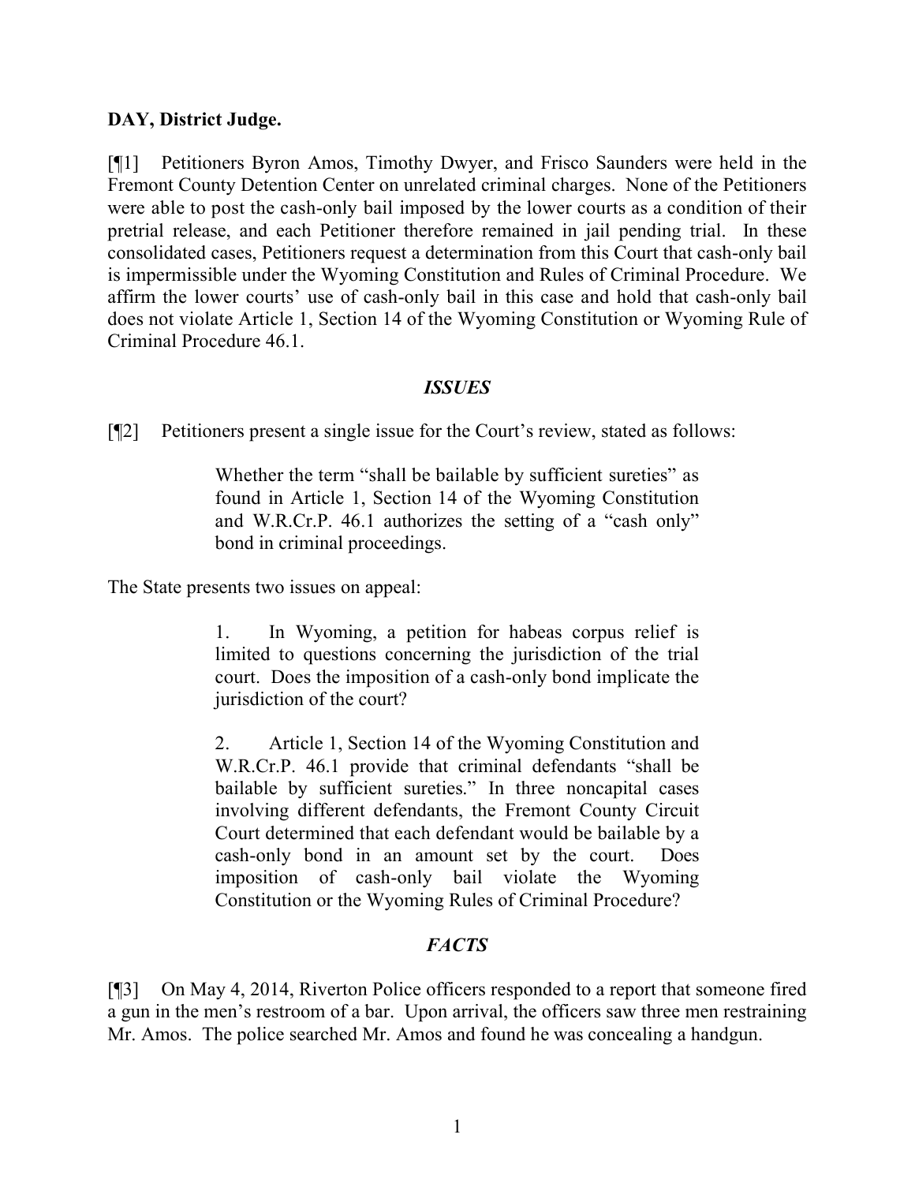**DAY, District Judge.**

[¶1] Petitioners Byron Amos, Timothy Dwyer, and Frisco Saunders were held in the Fremont County Detention Center on unrelated criminal charges. None of the Petitioners were able to post the cash-only bail imposed by the lower courts as a condition of their pretrial release, and each Petitioner therefore remained in jail pending trial. In these consolidated cases, Petitioners request a determination from this Court that cash-only bail is impermissible under the Wyoming Constitution and Rules of Criminal Procedure. We affirm the lower courts' use of cash-only bail in this case and hold that cash-only bail does not violate Article 1, Section 14 of the Wyoming Constitution or Wyoming Rule of Criminal Procedure 46.1.

### *ISSUES*

[¶2] Petitioners present a single issue for the Court's review, stated as follows:

> Whether the term "shall be bailable by sufficient sureties" as found in Article 1, Section 14 of the Wyoming Constitution and W.R.Cr.P. 46.1 authorizes the setting of a "cash only" bond in criminal proceedings.

The State presents two issues on appeal:

> 1. In Wyoming, a petition for habeas corpus relief is limited to questions concerning the jurisdiction of the trial court. Does the imposition of a cash-only bond implicate the jurisdiction of the court?
>
> 2. Article 1, Section 14 of the Wyoming Constitution and W.R.Cr.P. 46.1 provide that criminal defendants "shall be bailable by sufficient sureties." In three noncapital cases involving different defendants, the Fremont County Circuit Court determined that each defendant would be bailable by a cash-only bond in an amount set by the court. Does imposition of cash-only bail violate the Wyoming Constitution or the Wyoming Rules of Criminal Procedure?

### *FACTS*

[¶3] On May 4, 2014, Riverton Police officers responded to a report that someone fired a gun in the men's restroom of a bar. Upon arrival, the officers saw three men restraining Mr. Amos. The police searched Mr. Amos and found he was concealing a handgun.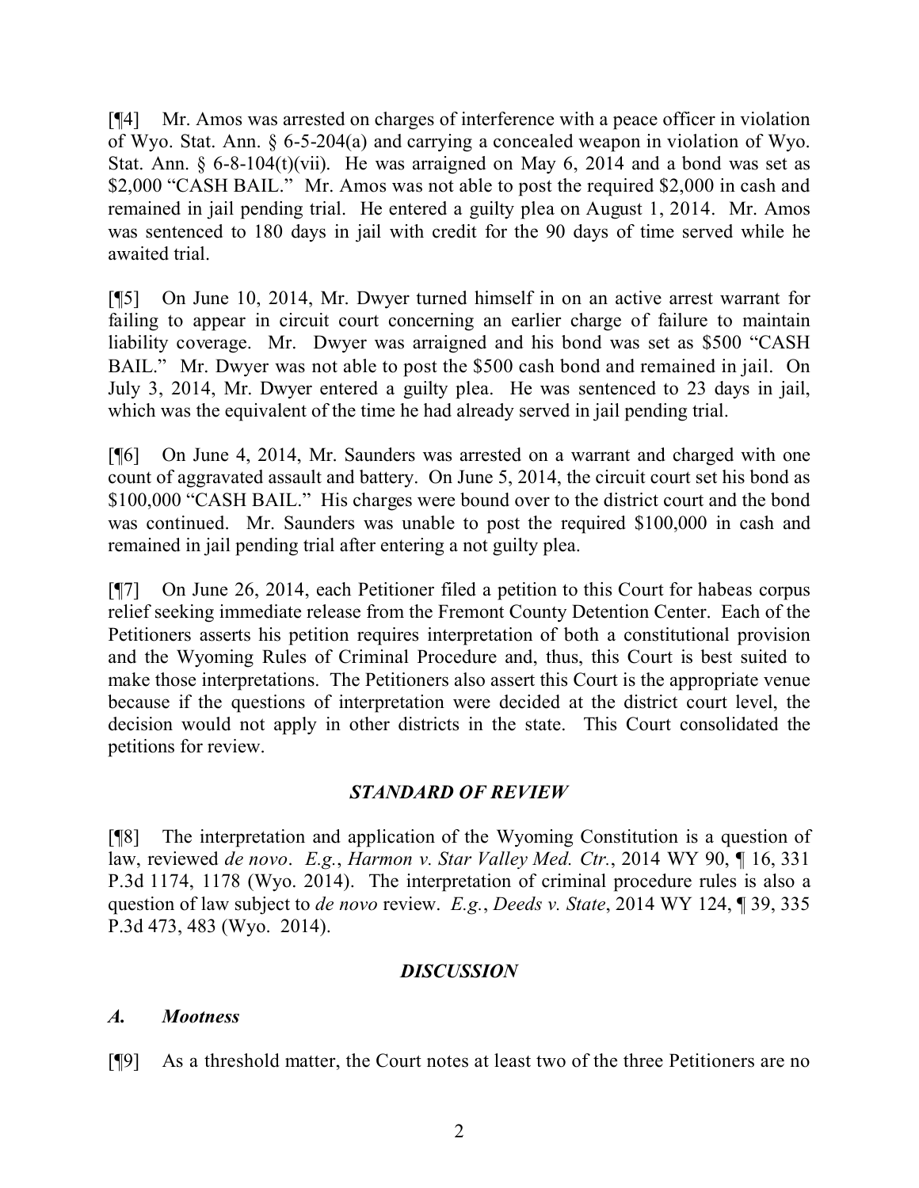[¶4] Mr. Amos was arrested on charges of interference with a peace officer in violation of Wyo. Stat. Ann. § 6-5-204(a) and carrying a concealed weapon in violation of Wyo. Stat. Ann. § 6-8-104(t)(vii). He was arraigned on May 6, 2014 and a bond was set as $2,000 "CASH BAIL." Mr. Amos was not able to post the required $2,000 in cash and remained in jail pending trial. He entered a guilty plea on August 1, 2014. Mr. Amos was sentenced to 180 days in jail with credit for the 90 days of time served while he awaited trial.

[¶5] On June 10, 2014, Mr. Dwyer turned himself in on an active arrest warrant for failing to appear in circuit court concerning an earlier charge of failure to maintain liability coverage. Mr. Dwyer was arraigned and his bond was set as $500 "CASH BAIL." Mr. Dwyer was not able to post the $500 cash bond and remained in jail. On July 3, 2014, Mr. Dwyer entered a guilty plea. He was sentenced to 23 days in jail, which was the equivalent of the time he had already served in jail pending trial.

[¶6] On June 4, 2014, Mr. Saunders was arrested on a warrant and charged with one count of aggravated assault and battery. On June 5, 2014, the circuit court set his bond as $100,000 "CASH BAIL." His charges were bound over to the district court and the bond was continued. Mr. Saunders was unable to post the required $100,000 in cash and remained in jail pending trial after entering a not guilty plea.

[¶7] On June 26, 2014, each Petitioner filed a petition to this Court for habeas corpus relief seeking immediate release from the Fremont County Detention Center. Each of the Petitioners asserts his petition requires interpretation of both a constitutional provision and the Wyoming Rules of Criminal Procedure and, thus, this Court is best suited to make those interpretations. The Petitioners also assert this Court is the appropriate venue because if the questions of interpretation were decided at the district court level, the decision would not apply in other districts in the state. This Court consolidated the petitions for review.

## *STANDARD OF REVIEW*

[¶8] The interpretation and application of the Wyoming Constitution is a question of law, reviewed *de novo*. *E.g.*, *Harmon v. Star Valley Med. Ctr.*, 2014 WY 90, ¶ 16, 331 P.3d 1174, 1178 (Wyo. 2014). The interpretation of criminal procedure rules is also a question of law subject to *de novo* review. *E.g.*, *Deeds v. State*, 2014 WY 124, ¶ 39, 335 P.3d 473, 483 (Wyo. 2014).

## *DISCUSSION*

### *A. Mootness*

[¶9] As a threshold matter, the Court notes at least two of the three Petitioners are no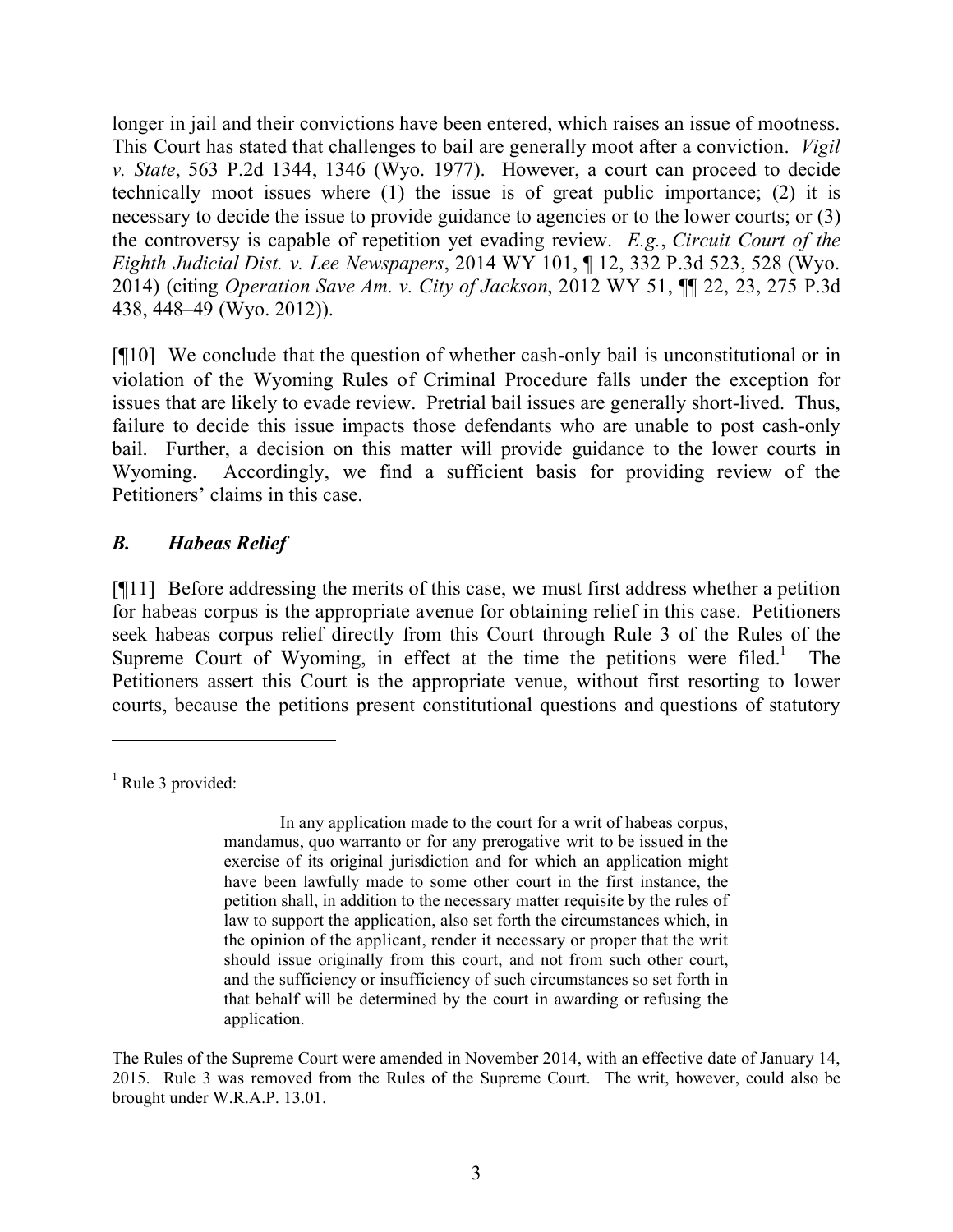longer in jail and their convictions have been entered, which raises an issue of mootness. This Court has stated that challenges to bail are generally moot after a conviction. *Vigil v. State*, 563 P.2d 1344, 1346 (Wyo. 1977). However, a court can proceed to decide technically moot issues where (1) the issue is of great public importance; (2) it is necessary to decide the issue to provide guidance to agencies or to the lower courts; or (3) the controversy is capable of repetition yet evading review. *E.g.*, *Circuit Court of the Eighth Judicial Dist. v. Lee Newspapers*, 2014 WY 101, ¶ 12, 332 P.3d 523, 528 (Wyo. 2014) (citing *Operation Save Am. v. City of Jackson*, 2012 WY 51, ¶¶ 22, 23, 275 P.3d 438, 448–49 (Wyo. 2012)).

[¶10] We conclude that the question of whether cash-only bail is unconstitutional or in violation of the Wyoming Rules of Criminal Procedure falls under the exception for issues that are likely to evade review. Pretrial bail issues are generally short-lived. Thus, failure to decide this issue impacts those defendants who are unable to post cash-only bail. Further, a decision on this matter will provide guidance to the lower courts in Wyoming. Accordingly, we find a sufficient basis for providing review of the Petitioners' claims in this case.

### *B. Habeas Relief*

[¶11] Before addressing the merits of this case, we must first address whether a petition for habeas corpus is the appropriate avenue for obtaining relief in this case. Petitioners seek habeas corpus relief directly from this Court through Rule 3 of the Rules of the Supreme Court of Wyoming, in effect at the time the petitions were filed.[1] The Petitioners assert this Court is the appropriate venue, without first resorting to lower courts, because the petitions present constitutional questions and questions of statutory

---

[1] Rule 3 provided:

> In any application made to the court for a writ of habeas corpus, mandamus, quo warranto or for any prerogative writ to be issued in the exercise of its original jurisdiction and for which an application might have been lawfully made to some other court in the first instance, the petition shall, in addition to the necessary matter requisite by the rules of law to support the application, also set forth the circumstances which, in the opinion of the applicant, render it necessary or proper that the writ should issue originally from this court, and not from such other court, and the sufficiency or insufficiency of such circumstances so set forth in that behalf will be determined by the court in awarding or refusing the application.

The Rules of the Supreme Court were amended in November 2014, with an effective date of January 14, 2015. Rule 3 was removed from the Rules of the Supreme Court. The writ, however, could also be brought under W.R.A.P. 13.01.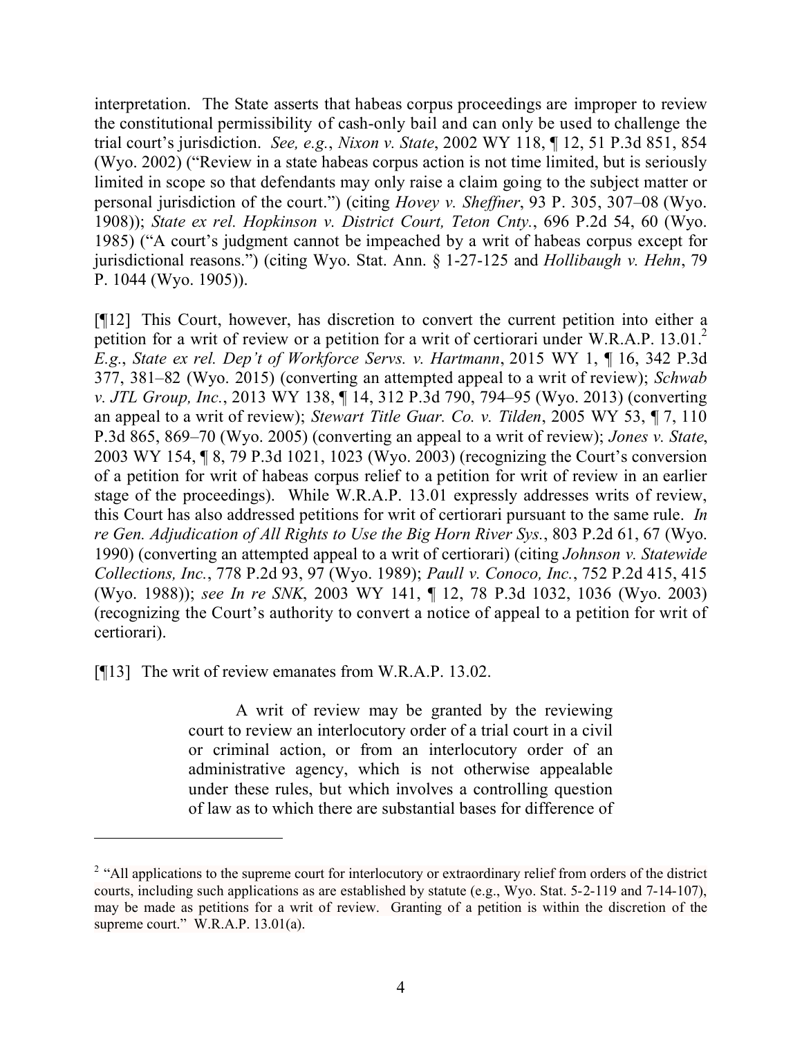interpretation. The State asserts that habeas corpus proceedings are improper to review the constitutional permissibility of cash-only bail and can only be used to challenge the trial court's jurisdiction. *See, e.g.*, *Nixon v. State*, 2002 WY 118, ¶ 12, 51 P.3d 851, 854 (Wyo. 2002) ("Review in a state habeas corpus action is not time limited, but is seriously limited in scope so that defendants may only raise a claim going to the subject matter or personal jurisdiction of the court.") (citing *Hovey v. Sheffner*, 93 P. 305, 307–08 (Wyo. 1908)); *State ex rel. Hopkinson v. District Court, Teton Cnty.*, 696 P.2d 54, 60 (Wyo. 1985) ("A court's judgment cannot be impeached by a writ of habeas corpus except for jurisdictional reasons.") (citing Wyo. Stat. Ann. § 1-27-125 and *Hollibaugh v. Hehn*, 79 P. 1044 (Wyo. 1905)).

[¶12] This Court, however, has discretion to convert the current petition into either a petition for a writ of review or a petition for a writ of certiorari under W.R.A.P. 13.01.[2] *E.g.*, *State ex rel. Dep't of Workforce Servs. v. Hartmann*, 2015 WY 1, ¶ 16, 342 P.3d 377, 381–82 (Wyo. 2015) (converting an attempted appeal to a writ of review); *Schwab v. JTL Group, Inc.*, 2013 WY 138, ¶ 14, 312 P.3d 790, 794–95 (Wyo. 2013) (converting an appeal to a writ of review); *Stewart Title Guar. Co. v. Tilden*, 2005 WY 53, ¶ 7, 110 P.3d 865, 869–70 (Wyo. 2005) (converting an appeal to a writ of review); *Jones v. State*, 2003 WY 154, ¶ 8, 79 P.3d 1021, 1023 (Wyo. 2003) (recognizing the Court's conversion of a petition for writ of habeas corpus relief to a petition for writ of review in an earlier stage of the proceedings). While W.R.A.P. 13.01 expressly addresses writs of review, this Court has also addressed petitions for writ of certiorari pursuant to the same rule. *In re Gen. Adjudication of All Rights to Use the Big Horn River Sys.*, 803 P.2d 61, 67 (Wyo. 1990) (converting an attempted appeal to a writ of certiorari) (citing *Johnson v. Statewide Collections, Inc.*, 778 P.2d 93, 97 (Wyo. 1989); *Paull v. Conoco, Inc.*, 752 P.2d 415, 415 (Wyo. 1988)); *see In re SNK*, 2003 WY 141, ¶ 12, 78 P.3d 1032, 1036 (Wyo. 2003) (recognizing the Court's authority to convert a notice of appeal to a petition for writ of certiorari).

[¶13] The writ of review emanates from W.R.A.P. 13.02.

> A writ of review may be granted by the reviewing court to review an interlocutory order of a trial court in a civil or criminal action, or from an interlocutory order of an administrative agency, which is not otherwise appealable under these rules, but which involves a controlling question of law as to which there are substantial bases for difference of

---

[2] "All applications to the supreme court for interlocutory or extraordinary relief from orders of the district courts, including such applications as are established by statute (e.g., Wyo. Stat. 5-2-119 and 7-14-107), may be made as petitions for a writ of review. Granting of a petition is within the discretion of the supreme court." W.R.A.P. 13.01(a).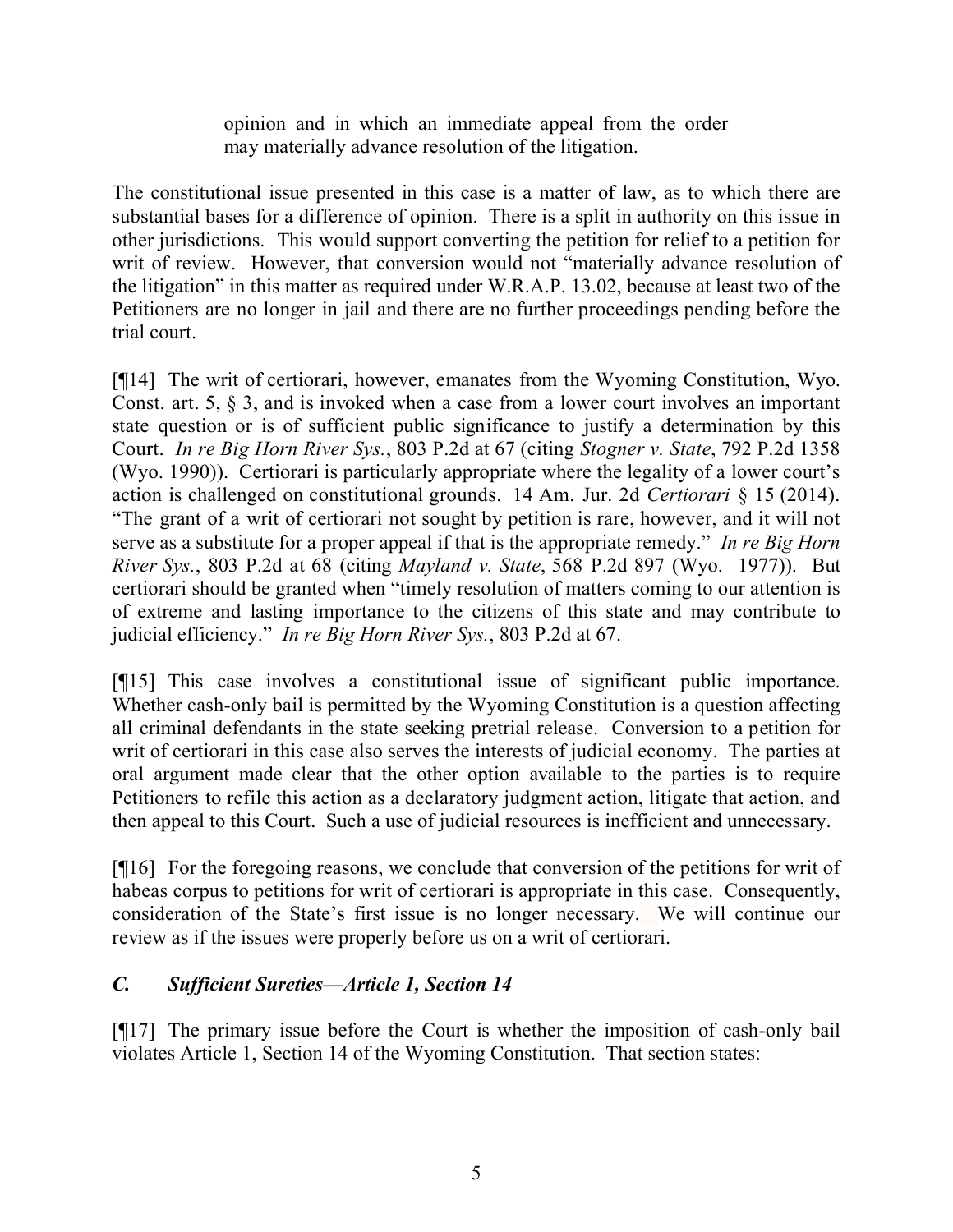> opinion and in which an immediate appeal from the order may materially advance resolution of the litigation.

The constitutional issue presented in this case is a matter of law, as to which there are substantial bases for a difference of opinion. There is a split in authority on this issue in other jurisdictions. This would support converting the petition for relief to a petition for writ of review. However, that conversion would not "materially advance resolution of the litigation" in this matter as required under W.R.A.P. 13.02, because at least two of the Petitioners are no longer in jail and there are no further proceedings pending before the trial court.

[¶14] The writ of certiorari, however, emanates from the Wyoming Constitution, Wyo. Const. art. 5, § 3, and is invoked when a case from a lower court involves an important state question or is of sufficient public significance to justify a determination by this Court. *In re Big Horn River Sys.*, 803 P.2d at 67 (citing *Stogner v. State*, 792 P.2d 1358 (Wyo. 1990)). Certiorari is particularly appropriate where the legality of a lower court's action is challenged on constitutional grounds. 14 Am. Jur. 2d *Certiorari* § 15 (2014). "The grant of a writ of certiorari not sought by petition is rare, however, and it will not serve as a substitute for a proper appeal if that is the appropriate remedy." *In re Big Horn River Sys.*, 803 P.2d at 68 (citing *Mayland v. State*, 568 P.2d 897 (Wyo. 1977)). But certiorari should be granted when "timely resolution of matters coming to our attention is of extreme and lasting importance to the citizens of this state and may contribute to judicial efficiency." *In re Big Horn River Sys.*, 803 P.2d at 67.

[¶15] This case involves a constitutional issue of significant public importance. Whether cash-only bail is permitted by the Wyoming Constitution is a question affecting all criminal defendants in the state seeking pretrial release. Conversion to a petition for writ of certiorari in this case also serves the interests of judicial economy. The parties at oral argument made clear that the other option available to the parties is to require Petitioners to refile this action as a declaratory judgment action, litigate that action, and then appeal to this Court. Such a use of judicial resources is inefficient and unnecessary.

[¶16] For the foregoing reasons, we conclude that conversion of the petitions for writ of habeas corpus to petitions for writ of certiorari is appropriate in this case. Consequently, consideration of the State's first issue is no longer necessary. We will continue our review as if the issues were properly before us on a writ of certiorari.

### *C. Sufficient Sureties—Article 1, Section 14*

[¶17] The primary issue before the Court is whether the imposition of cash-only bail violates Article 1, Section 14 of the Wyoming Constitution. That section states: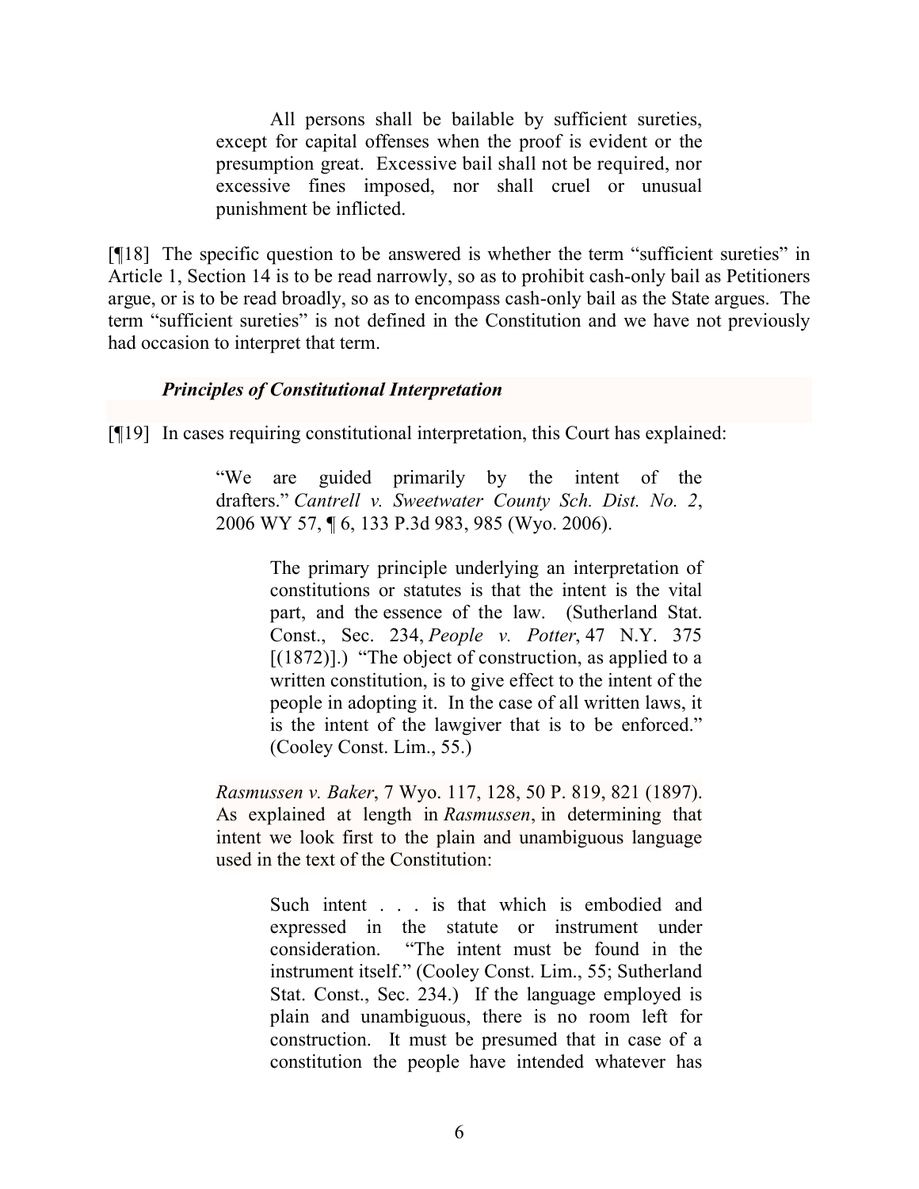> All persons shall be bailable by sufficient sureties, except for capital offenses when the proof is evident or the presumption great. Excessive bail shall not be required, nor excessive fines imposed, nor shall cruel or unusual punishment be inflicted.

[¶18] The specific question to be answered is whether the term "sufficient sureties" in Article 1, Section 14 is to be read narrowly, so as to prohibit cash-only bail as Petitioners argue, or is to be read broadly, so as to encompass cash-only bail as the State argues. The term "sufficient sureties" is not defined in the Constitution and we have not previously had occasion to interpret that term.

***Principles of Constitutional Interpretation***

[¶19] In cases requiring constitutional interpretation, this Court has explained:

> "We are guided primarily by the intent of the drafters." *Cantrell v. Sweetwater County Sch. Dist. No. 2*, 2006 WY 57, ¶ 6, 133 P.3d 983, 985 (Wyo. 2006).
>
> > The primary principle underlying an interpretation of constitutions or statutes is that the intent is the vital part, and the essence of the law. (Sutherland Stat. Const., Sec. 234, *People v. Potter*, 47 N.Y. 375 [(1872)].) "The object of construction, as applied to a written constitution, is to give effect to the intent of the people in adopting it. In the case of all written laws, it is the intent of the lawgiver that is to be enforced." (Cooley Const. Lim., 55.)
>
> *Rasmussen v. Baker*, 7 Wyo. 117, 128, 50 P. 819, 821 (1897). As explained at length in *Rasmussen*, in determining that intent we look first to the plain and unambiguous language used in the text of the Constitution:
>
> > Such intent . . . is that which is embodied and expressed in the statute or instrument under consideration. "The intent must be found in the instrument itself." (Cooley Const. Lim., 55; Sutherland Stat. Const., Sec. 234.) If the language employed is plain and unambiguous, there is no room left for construction. It must be presumed that in case of a constitution the people have intended whatever has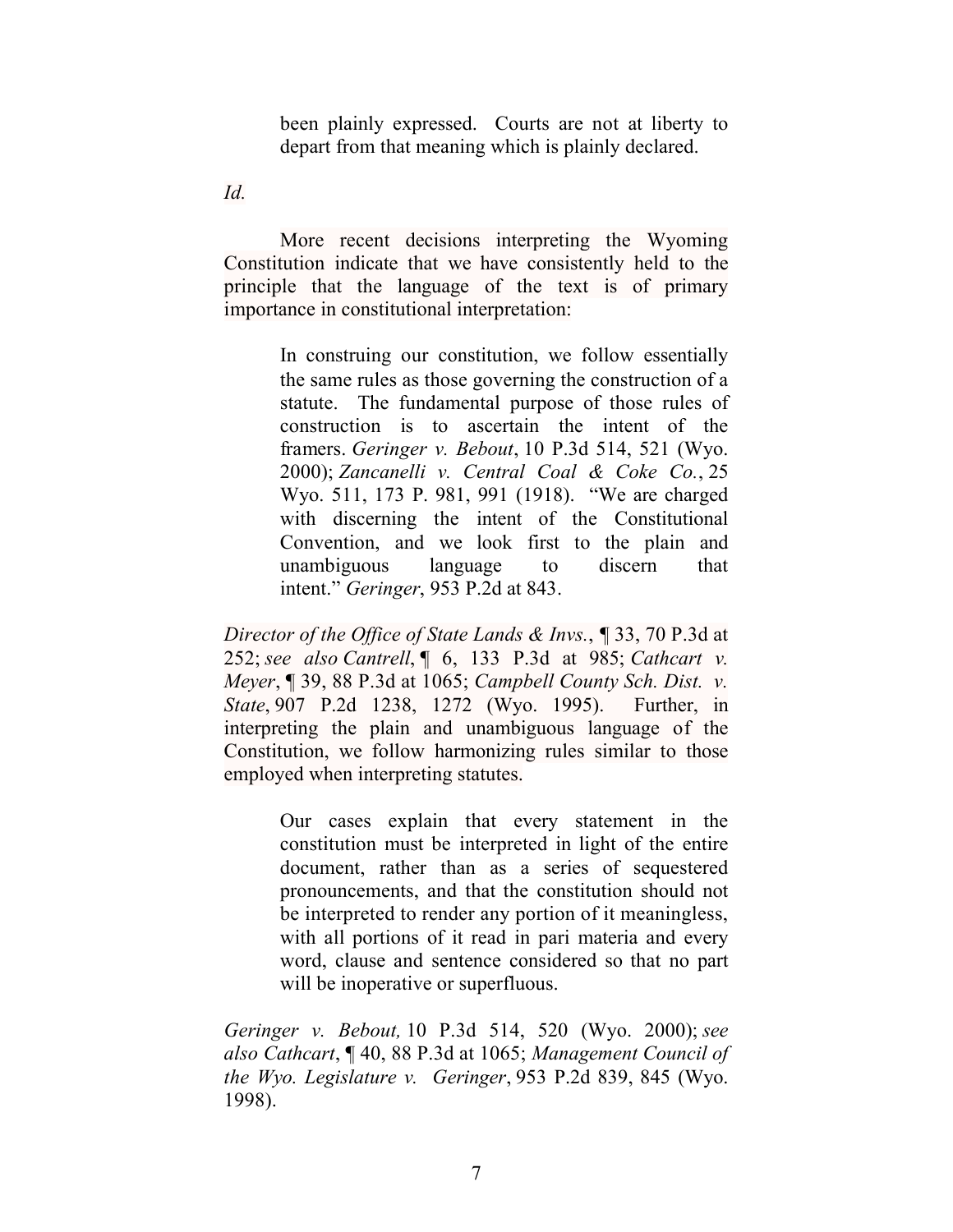> been plainly expressed. Courts are not at liberty to depart from that meaning which is plainly declared.

*Id.*

More recent decisions interpreting the Wyoming Constitution indicate that we have consistently held to the principle that the language of the text is of primary importance in constitutional interpretation:

> In construing our constitution, we follow essentially the same rules as those governing the construction of a statute. The fundamental purpose of those rules of construction is to ascertain the intent of the framers. *Geringer v. Bebout*, 10 P.3d 514, 521 (Wyo. 2000); *Zancanelli v. Central Coal & Coke Co.*, 25 Wyo. 511, 173 P. 981, 991 (1918). "We are charged with discerning the intent of the Constitutional Convention, and we look first to the plain and unambiguous language to discern that intent." *Geringer*, 953 P.2d at 843.

*Director of the Office of State Lands & Invs.*, ¶ 33, 70 P.3d at 252; *see also Cantrell*, ¶ 6, 133 P.3d at 985; *Cathcart v. Meyer*, ¶ 39, 88 P.3d at 1065; *Campbell County Sch. Dist. v. State*, 907 P.2d 1238, 1272 (Wyo. 1995). Further, in interpreting the plain and unambiguous language of the Constitution, we follow harmonizing rules similar to those employed when interpreting statutes.

> Our cases explain that every statement in the constitution must be interpreted in light of the entire document, rather than as a series of sequestered pronouncements, and that the constitution should not be interpreted to render any portion of it meaningless, with all portions of it read in pari materia and every word, clause and sentence considered so that no part will be inoperative or superfluous.

*Geringer v. Bebout,* 10 P.3d 514, 520 (Wyo. 2000); *see also Cathcart*, ¶ 40, 88 P.3d at 1065; *Management Council of the Wyo. Legislature v. Geringer*, 953 P.2d 839, 845 (Wyo. 1998).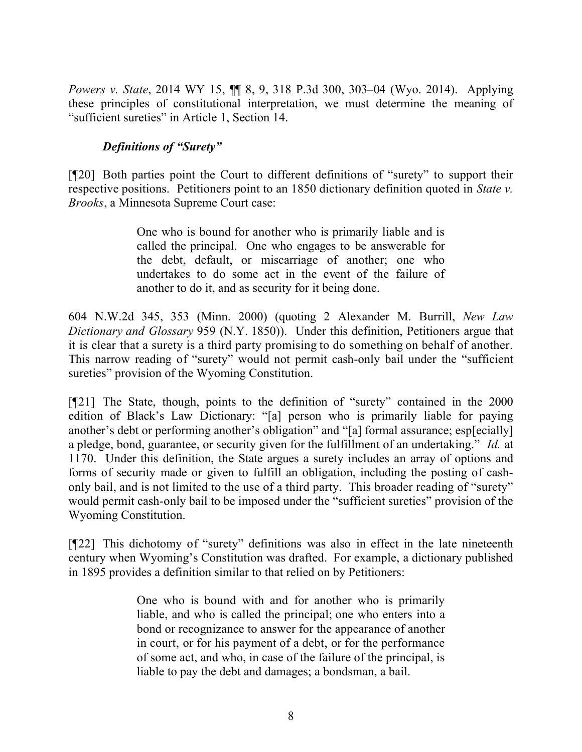*Powers v. State*, 2014 WY 15, ¶¶ 8, 9, 318 P.3d 300, 303–04 (Wyo. 2014). Applying these principles of constitutional interpretation, we must determine the meaning of "sufficient sureties" in Article 1, Section 14.

### *Definitions of "Surety"*

[¶20] Both parties point the Court to different definitions of "surety" to support their respective positions. Petitioners point to an 1850 dictionary definition quoted in *State v. Brooks*, a Minnesota Supreme Court case:

> One who is bound for another who is primarily liable and is called the principal. One who engages to be answerable for the debt, default, or miscarriage of another; one who undertakes to do some act in the event of the failure of another to do it, and as security for it being done.

604 N.W.2d 345, 353 (Minn. 2000) (quoting 2 Alexander M. Burrill, *New Law Dictionary and Glossary* 959 (N.Y. 1850)). Under this definition, Petitioners argue that it is clear that a surety is a third party promising to do something on behalf of another. This narrow reading of "surety" would not permit cash-only bail under the "sufficient sureties" provision of the Wyoming Constitution.

[¶21] The State, though, points to the definition of "surety" contained in the 2000 edition of Black's Law Dictionary: "[a] person who is primarily liable for paying another's debt or performing another's obligation" and "[a] formal assurance; esp[ecially] a pledge, bond, guarantee, or security given for the fulfillment of an undertaking." *Id.* at 1170. Under this definition, the State argues a surety includes an array of options and forms of security made or given to fulfill an obligation, including the posting of cash-only bail, and is not limited to the use of a third party. This broader reading of "surety" would permit cash-only bail to be imposed under the "sufficient sureties" provision of the Wyoming Constitution.

[¶22] This dichotomy of "surety" definitions was also in effect in the late nineteenth century when Wyoming's Constitution was drafted. For example, a dictionary published in 1895 provides a definition similar to that relied on by Petitioners:

> One who is bound with and for another who is primarily liable, and who is called the principal; one who enters into a bond or recognizance to answer for the appearance of another in court, or for his payment of a debt, or for the performance of some act, and who, in case of the failure of the principal, is liable to pay the debt and damages; a bondsman, a bail.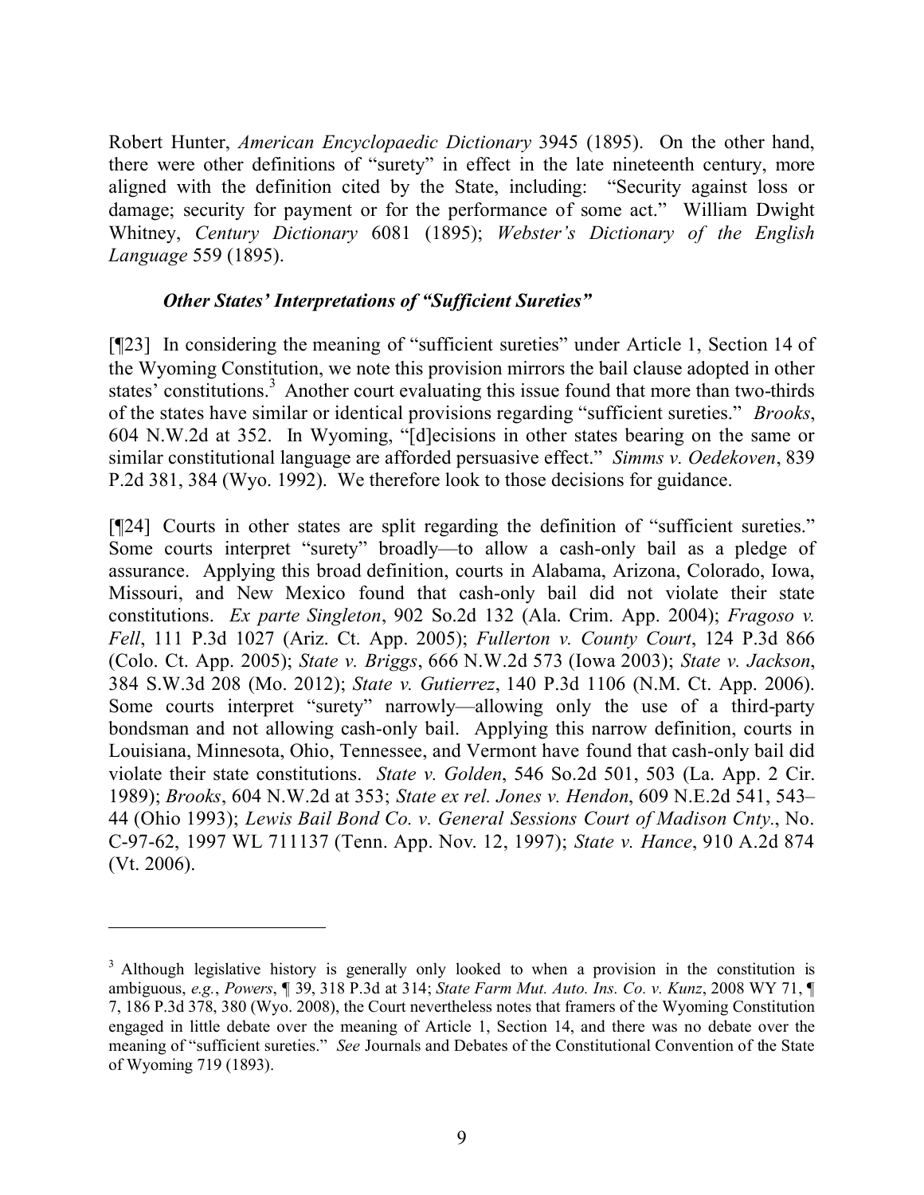Robert Hunter, *American Encyclopaedic Dictionary* 3945 (1895). On the other hand, there were other definitions of "surety" in effect in the late nineteenth century, more aligned with the definition cited by the State, including: "Security against loss or damage; security for payment or for the performance of some act." William Dwight Whitney, *Century Dictionary* 6081 (1895); *Webster's Dictionary of the English Language* 559 (1895).

***Other States' Interpretations of "Sufficient Sureties"***

[¶23] In considering the meaning of "sufficient sureties" under Article 1, Section 14 of the Wyoming Constitution, we note this provision mirrors the bail clause adopted in other states' constitutions.[3] Another court evaluating this issue found that more than two-thirds of the states have similar or identical provisions regarding "sufficient sureties." *Brooks*, 604 N.W.2d at 352. In Wyoming, "[d]ecisions in other states bearing on the same or similar constitutional language are afforded persuasive effect." *Simms v. Oedekoven*, 839 P.2d 381, 384 (Wyo. 1992). We therefore look to those decisions for guidance.

[¶24] Courts in other states are split regarding the definition of "sufficient sureties." Some courts interpret "surety" broadly—to allow a cash-only bail as a pledge of assurance. Applying this broad definition, courts in Alabama, Arizona, Colorado, Iowa, Missouri, and New Mexico found that cash-only bail did not violate their state constitutions. *Ex parte Singleton*, 902 So.2d 132 (Ala. Crim. App. 2004); *Fragoso v. Fell*, 111 P.3d 1027 (Ariz. Ct. App. 2005); *Fullerton v. County Court*, 124 P.3d 866 (Colo. Ct. App. 2005); *State v. Briggs*, 666 N.W.2d 573 (Iowa 2003); *State v. Jackson*, 384 S.W.3d 208 (Mo. 2012); *State v. Gutierrez*, 140 P.3d 1106 (N.M. Ct. App. 2006). Some courts interpret "surety" narrowly—allowing only the use of a third-party bondsman and not allowing cash-only bail. Applying this narrow definition, courts in Louisiana, Minnesota, Ohio, Tennessee, and Vermont have found that cash-only bail did violate their state constitutions. *State v. Golden*, 546 So.2d 501, 503 (La. App. 2 Cir. 1989); *Brooks*, 604 N.W.2d at 353; *State ex rel. Jones v. Hendon*, 609 N.E.2d 541, 543–44 (Ohio 1993); *Lewis Bail Bond Co. v. General Sessions Court of Madison Cnty.*, No. C-97-62, 1997 WL 711137 (Tenn. App. Nov. 12, 1997); *State v. Hance*, 910 A.2d 874 (Vt. 2006).

---

[3] Although legislative history is generally only looked to when a provision in the constitution is ambiguous, *e.g.*, *Powers*, ¶ 39, 318 P.3d at 314; *State Farm Mut. Auto. Ins. Co. v. Kunz*, 2008 WY 71, ¶ 7, 186 P.3d 378, 380 (Wyo. 2008), the Court nevertheless notes that framers of the Wyoming Constitution engaged in little debate over the meaning of Article 1, Section 14, and there was no debate over the meaning of "sufficient sureties." *See* Journals and Debates of the Constitutional Convention of the State of Wyoming 719 (1893).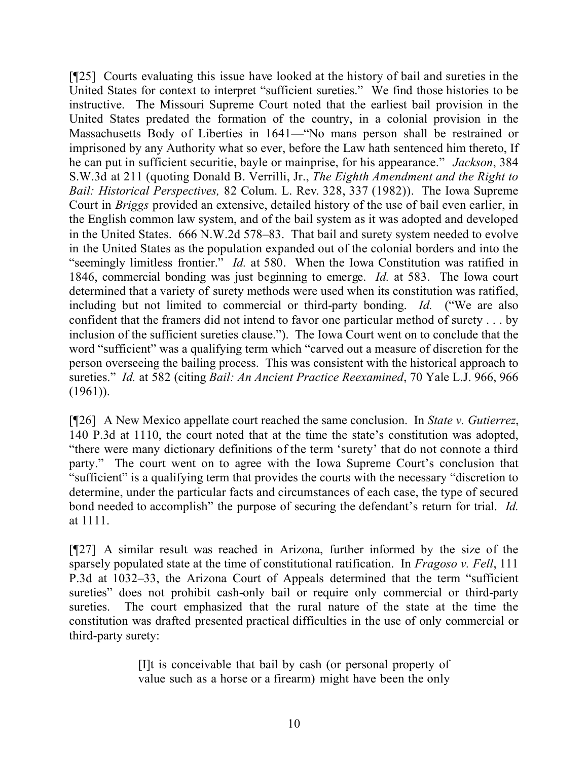[¶25] Courts evaluating this issue have looked at the history of bail and sureties in the United States for context to interpret "sufficient sureties." We find those histories to be instructive. The Missouri Supreme Court noted that the earliest bail provision in the United States predated the formation of the country, in a colonial provision in the Massachusetts Body of Liberties in 1641—"No mans person shall be restrained or imprisoned by any Authority what so ever, before the Law hath sentenced him thereto, If he can put in sufficient securitie, bayle or mainprise, for his appearance." *Jackson*, 384 S.W.3d at 211 (quoting Donald B. Verrilli, Jr., *The Eighth Amendment and the Right to Bail: Historical Perspectives,* 82 Colum. L. Rev. 328, 337 (1982)). The Iowa Supreme Court in *Briggs* provided an extensive, detailed history of the use of bail even earlier, in the English common law system, and of the bail system as it was adopted and developed in the United States. 666 N.W.2d 578–83. That bail and surety system needed to evolve in the United States as the population expanded out of the colonial borders and into the "seemingly limitless frontier." *Id.* at 580. When the Iowa Constitution was ratified in 1846, commercial bonding was just beginning to emerge. *Id.* at 583. The Iowa court determined that a variety of surety methods were used when its constitution was ratified, including but not limited to commercial or third-party bonding. *Id.* ("We are also confident that the framers did not intend to favor one particular method of surety . . . by inclusion of the sufficient sureties clause."). The Iowa Court went on to conclude that the word "sufficient" was a qualifying term which "carved out a measure of discretion for the person overseeing the bailing process. This was consistent with the historical approach to sureties." *Id.* at 582 (citing *Bail: An Ancient Practice Reexamined*, 70 Yale L.J. 966, 966 (1961)).

[¶26] A New Mexico appellate court reached the same conclusion. In *State v. Gutierrez*, 140 P.3d at 1110, the court noted that at the time the state's constitution was adopted, "there were many dictionary definitions of the term 'surety' that do not connote a third party." The court went on to agree with the Iowa Supreme Court's conclusion that "sufficient" is a qualifying term that provides the courts with the necessary "discretion to determine, under the particular facts and circumstances of each case, the type of secured bond needed to accomplish" the purpose of securing the defendant's return for trial. *Id.* at 1111.

[¶27] A similar result was reached in Arizona, further informed by the size of the sparsely populated state at the time of constitutional ratification. In *Fragoso v. Fell*, 111 P.3d at 1032–33, the Arizona Court of Appeals determined that the term "sufficient sureties" does not prohibit cash-only bail or require only commercial or third-party sureties. The court emphasized that the rural nature of the state at the time the constitution was drafted presented practical difficulties in the use of only commercial or third-party surety:

> [I]t is conceivable that bail by cash (or personal property of value such as a horse or a firearm) might have been the only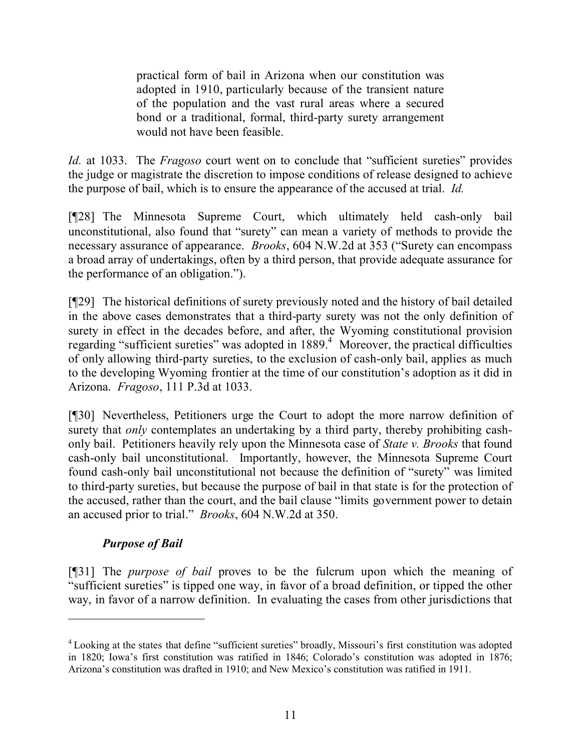> practical form of bail in Arizona when our constitution was adopted in 1910, particularly because of the transient nature of the population and the vast rural areas where a secured bond or a traditional, formal, third-party surety arrangement would not have been feasible.

*Id.* at 1033. The *Fragoso* court went on to conclude that "sufficient sureties" provides the judge or magistrate the discretion to impose conditions of release designed to achieve the purpose of bail, which is to ensure the appearance of the accused at trial. *Id.*

[¶28] The Minnesota Supreme Court, which ultimately held cash-only bail unconstitutional, also found that "surety" can mean a variety of methods to provide the necessary assurance of appearance. *Brooks*, 604 N.W.2d at 353 ("Surety can encompass a broad array of undertakings, often by a third person, that provide adequate assurance for the performance of an obligation.").

[¶29] The historical definitions of surety previously noted and the history of bail detailed in the above cases demonstrates that a third-party surety was not the only definition of surety in effect in the decades before, and after, the Wyoming constitutional provision regarding "sufficient sureties" was adopted in 1889.[4] Moreover, the practical difficulties of only allowing third-party sureties, to the exclusion of cash-only bail, applies as much to the developing Wyoming frontier at the time of our constitution's adoption as it did in Arizona. *Fragoso*, 111 P.3d at 1033.

[¶30] Nevertheless, Petitioners urge the Court to adopt the more narrow definition of surety that *only* contemplates an undertaking by a third party, thereby prohibiting cash-only bail. Petitioners heavily rely upon the Minnesota case of *State v. Brooks* that found cash-only bail unconstitutional. Importantly, however, the Minnesota Supreme Court found cash-only bail unconstitutional not because the definition of "surety" was limited to third-party sureties, but because the purpose of bail in that state is for the protection of the accused, rather than the court, and the bail clause "limits government power to detain an accused prior to trial." *Brooks*, 604 N.W.2d at 350.

### *Purpose of Bail*

[¶31] The *purpose of bail* proves to be the fulcrum upon which the meaning of "sufficient sureties" is tipped one way, in favor of a broad definition, or tipped the other way, in favor of a narrow definition. In evaluating the cases from other jurisdictions that

---

[4] Looking at the states that define "sufficient sureties" broadly, Missouri's first constitution was adopted in 1820; Iowa's first constitution was ratified in 1846; Colorado's constitution was adopted in 1876; Arizona's constitution was drafted in 1910; and New Mexico's constitution was ratified in 1911.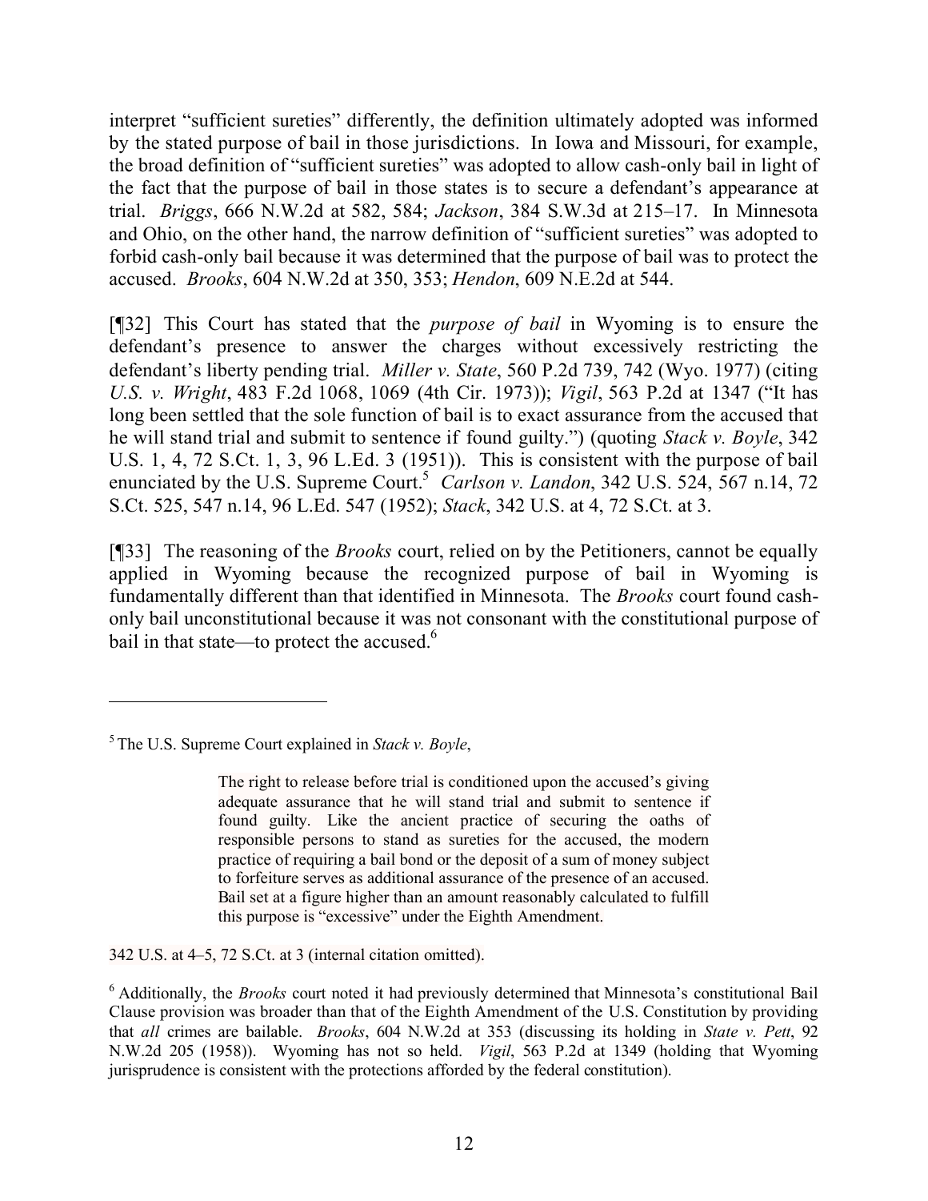interpret "sufficient sureties" differently, the definition ultimately adopted was informed by the stated purpose of bail in those jurisdictions. In Iowa and Missouri, for example, the broad definition of "sufficient sureties" was adopted to allow cash-only bail in light of the fact that the purpose of bail in those states is to secure a defendant's appearance at trial. *Briggs*, 666 N.W.2d at 582, 584; *Jackson*, 384 S.W.3d at 215–17. In Minnesota and Ohio, on the other hand, the narrow definition of "sufficient sureties" was adopted to forbid cash-only bail because it was determined that the purpose of bail was to protect the accused. *Brooks*, 604 N.W.2d at 350, 353; *Hendon*, 609 N.E.2d at 544.

[¶32] This Court has stated that the *purpose of bail* in Wyoming is to ensure the defendant's presence to answer the charges without excessively restricting the defendant's liberty pending trial. *Miller v. State*, 560 P.2d 739, 742 (Wyo. 1977) (citing *U.S. v. Wright*, 483 F.2d 1068, 1069 (4th Cir. 1973)); *Vigil*, 563 P.2d at 1347 ("It has long been settled that the sole function of bail is to exact assurance from the accused that he will stand trial and submit to sentence if found guilty.") (quoting *Stack v. Boyle*, 342 U.S. 1, 4, 72 S.Ct. 1, 3, 96 L.Ed. 3 (1951)). This is consistent with the purpose of bail enunciated by the U.S. Supreme Court.[5] *Carlson v. Landon*, 342 U.S. 524, 567 n.14, 72 S.Ct. 525, 547 n.14, 96 L.Ed. 547 (1952); *Stack*, 342 U.S. at 4, 72 S.Ct. at 3.

[¶33] The reasoning of the *Brooks* court, relied on by the Petitioners, cannot be equally applied in Wyoming because the recognized purpose of bail in Wyoming is fundamentally different than that identified in Minnesota. The *Brooks* court found cash-only bail unconstitutional because it was not consonant with the constitutional purpose of bail in that state—to protect the accused.[6]

---

[5] The U.S. Supreme Court explained in *Stack v. Boyle*,

> The right to release before trial is conditioned upon the accused's giving adequate assurance that he will stand trial and submit to sentence if found guilty. Like the ancient practice of securing the oaths of responsible persons to stand as sureties for the accused, the modern practice of requiring a bail bond or the deposit of a sum of money subject to forfeiture serves as additional assurance of the presence of an accused. Bail set at a figure higher than an amount reasonably calculated to fulfill this purpose is "excessive" under the Eighth Amendment.

342 U.S. at 4–5, 72 S.Ct. at 3 (internal citation omitted).

[6] Additionally, the *Brooks* court noted it had previously determined that Minnesota's constitutional Bail Clause provision was broader than that of the Eighth Amendment of the U.S. Constitution by providing that *all* crimes are bailable. *Brooks*, 604 N.W.2d at 353 (discussing its holding in *State v. Pett*, 92 N.W.2d 205 (1958)). Wyoming has not so held. *Vigil*, 563 P.2d at 1349 (holding that Wyoming jurisprudence is consistent with the protections afforded by the federal constitution).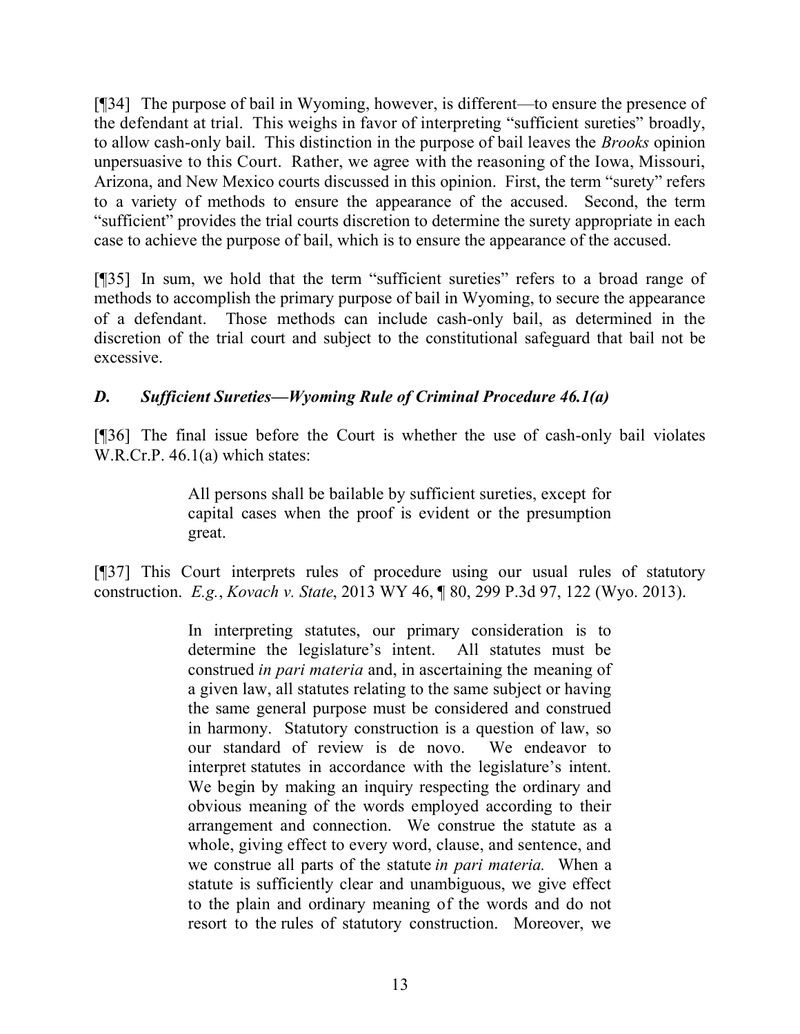[¶34] The purpose of bail in Wyoming, however, is different—to ensure the presence of the defendant at trial. This weighs in favor of interpreting "sufficient sureties" broadly, to allow cash-only bail. This distinction in the purpose of bail leaves the *Brooks* opinion unpersuasive to this Court. Rather, we agree with the reasoning of the Iowa, Missouri, Arizona, and New Mexico courts discussed in this opinion. First, the term "surety" refers to a variety of methods to ensure the appearance of the accused. Second, the term "sufficient" provides the trial courts discretion to determine the surety appropriate in each case to achieve the purpose of bail, which is to ensure the appearance of the accused.

[¶35] In sum, we hold that the term "sufficient sureties" refers to a broad range of methods to accomplish the primary purpose of bail in Wyoming, to secure the appearance of a defendant. Those methods can include cash-only bail, as determined in the discretion of the trial court and subject to the constitutional safeguard that bail not be excessive.

### *D. Sufficient Sureties—Wyoming Rule of Criminal Procedure 46.1(a)*

[¶36] The final issue before the Court is whether the use of cash-only bail violates W.R.Cr.P. 46.1(a) which states:

> All persons shall be bailable by sufficient sureties, except for capital cases when the proof is evident or the presumption great.

[¶37] This Court interprets rules of procedure using our usual rules of statutory construction. *E.g.*, *Kovach v. State*, 2013 WY 46, ¶ 80, 299 P.3d 97, 122 (Wyo. 2013).

> In interpreting statutes, our primary consideration is to determine the legislature's intent. All statutes must be construed *in pari materia* and, in ascertaining the meaning of a given law, all statutes relating to the same subject or having the same general purpose must be considered and construed in harmony. Statutory construction is a question of law, so our standard of review is de novo. We endeavor to interpret statutes in accordance with the legislature's intent. We begin by making an inquiry respecting the ordinary and obvious meaning of the words employed according to their arrangement and connection. We construe the statute as a whole, giving effect to every word, clause, and sentence, and we construe all parts of the statute *in pari materia.* When a statute is sufficiently clear and unambiguous, we give effect to the plain and ordinary meaning of the words and do not resort to the rules of statutory construction. Moreover, we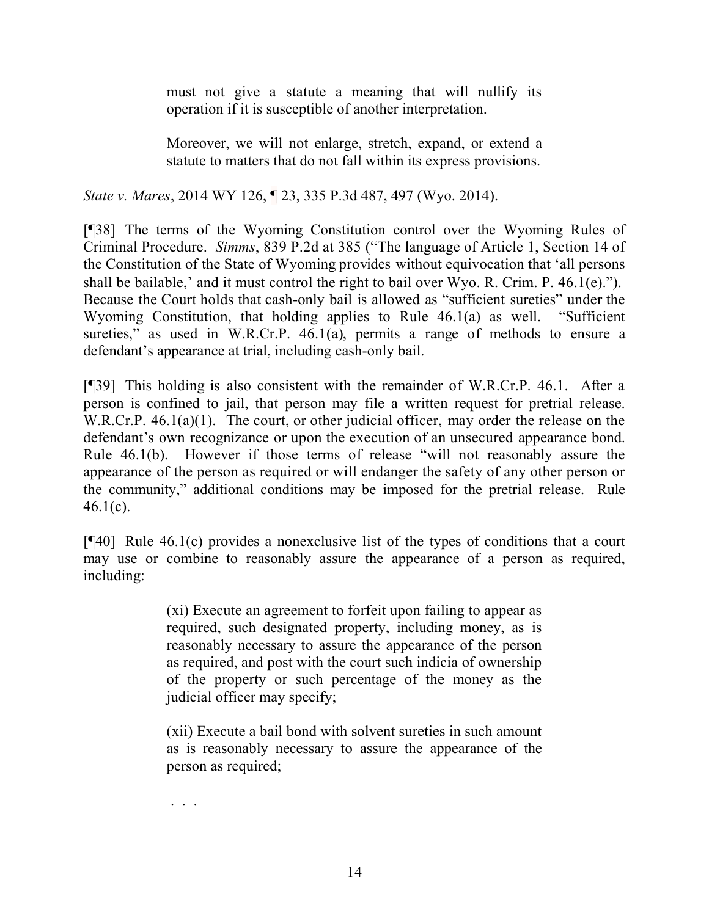> must not give a statute a meaning that will nullify its operation if it is susceptible of another interpretation.
>
> Moreover, we will not enlarge, stretch, expand, or extend a statute to matters that do not fall within its express provisions.

*State v. Mares*, 2014 WY 126, ¶ 23, 335 P.3d 487, 497 (Wyo. 2014).

[¶38] The terms of the Wyoming Constitution control over the Wyoming Rules of Criminal Procedure. *Simms*, 839 P.2d at 385 ("The language of Article 1, Section 14 of the Constitution of the State of Wyoming provides without equivocation that 'all persons shall be bailable,' and it must control the right to bail over Wyo. R. Crim. P. 46.1(e)."). Because the Court holds that cash-only bail is allowed as "sufficient sureties" under the Wyoming Constitution, that holding applies to Rule 46.1(a) as well. "Sufficient sureties," as used in W.R.Cr.P. 46.1(a), permits a range of methods to ensure a defendant's appearance at trial, including cash-only bail.

[¶39] This holding is also consistent with the remainder of W.R.Cr.P. 46.1. After a person is confined to jail, that person may file a written request for pretrial release. W.R.Cr.P. 46.1(a)(1). The court, or other judicial officer, may order the release on the defendant's own recognizance or upon the execution of an unsecured appearance bond. Rule 46.1(b). However if those terms of release "will not reasonably assure the appearance of the person as required or will endanger the safety of any other person or the community," additional conditions may be imposed for the pretrial release. Rule 46.1(c).

[¶40] Rule 46.1(c) provides a nonexclusive list of the types of conditions that a court may use or combine to reasonably assure the appearance of a person as required, including:

> (xi) Execute an agreement to forfeit upon failing to appear as required, such designated property, including money, as is reasonably necessary to assure the appearance of the person as required, and post with the court such indicia of ownership of the property or such percentage of the money as the judicial officer may specify;
>
> (xii) Execute a bail bond with solvent sureties in such amount as is reasonably necessary to assure the appearance of the person as required;
>
> . . .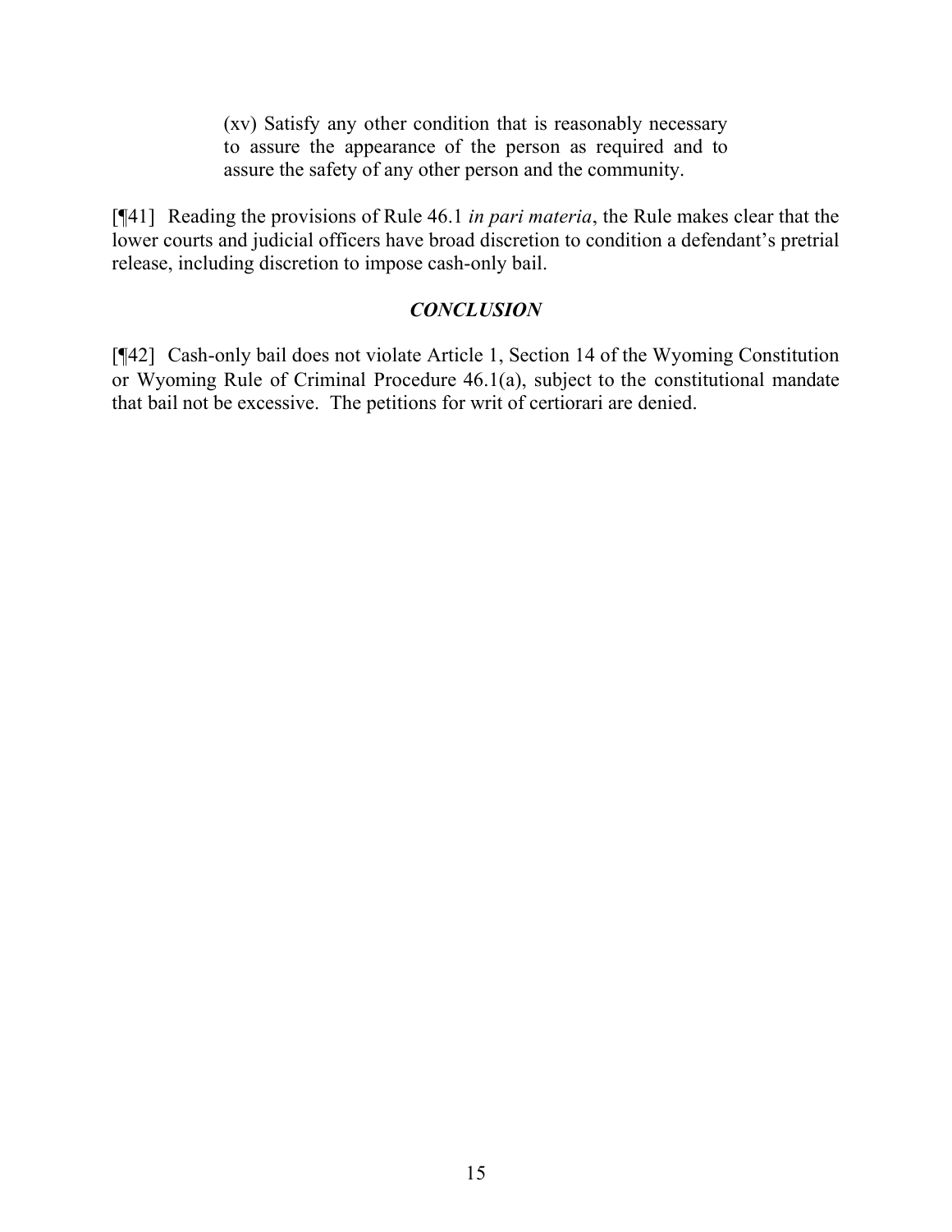> (xv) Satisfy any other condition that is reasonably necessary to assure the appearance of the person as required and to assure the safety of any other person and the community.

[¶41] Reading the provisions of Rule 46.1 *in pari materia*, the Rule makes clear that the lower courts and judicial officers have broad discretion to condition a defendant's pretrial release, including discretion to impose cash-only bail.

### *CONCLUSION*

[¶42] Cash-only bail does not violate Article 1, Section 14 of the Wyoming Constitution or Wyoming Rule of Criminal Procedure 46.1(a), subject to the constitutional mandate that bail not be excessive. The petitions for writ of certiorari are denied.